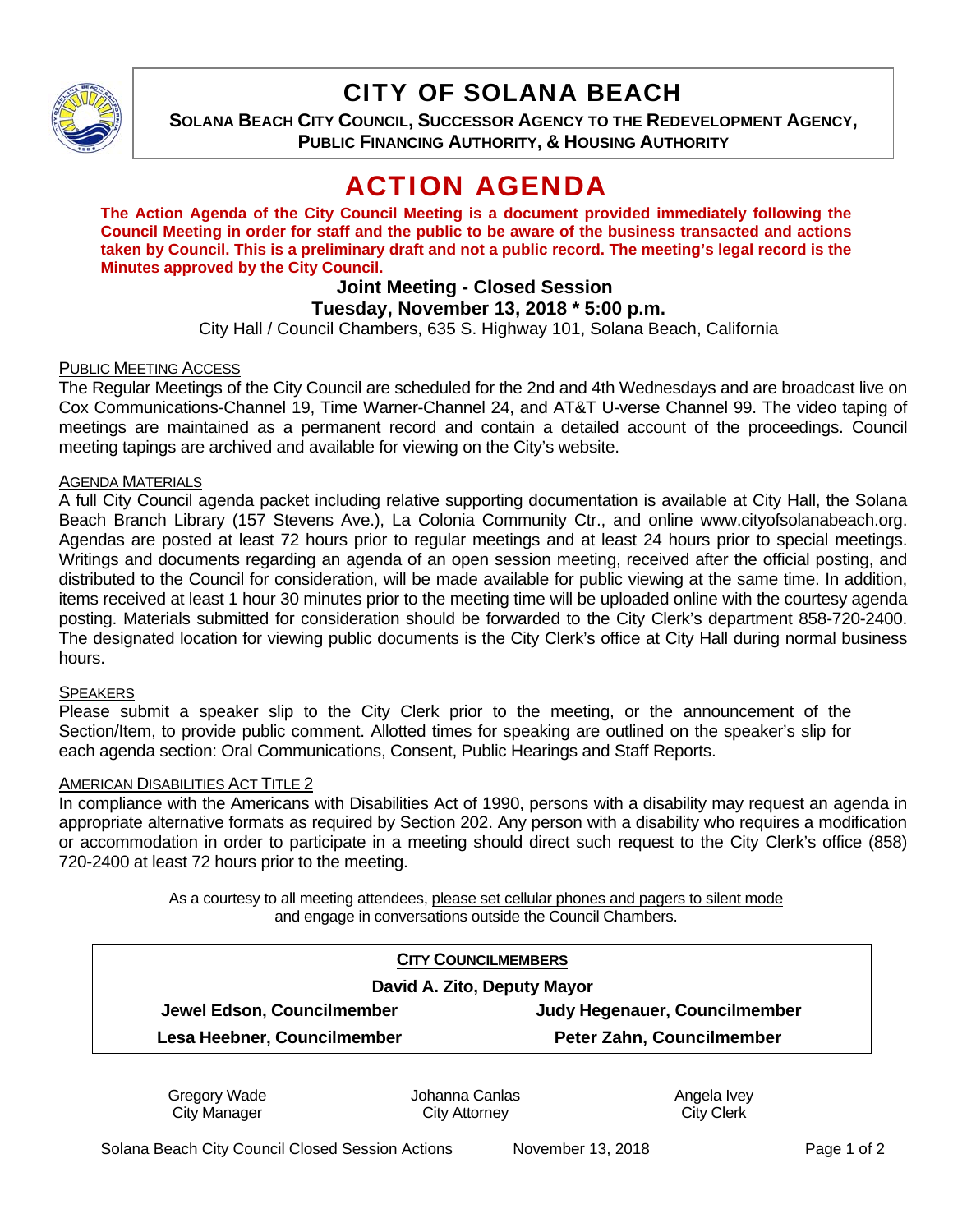# CITY OF SOLANA BEACH

**SOLANA BEACH CITY COUNCIL, SUCCESSOR AGENCY TO THE REDEVELOPMENT AGENCY, PUBLIC FINANCING AUTHORITY, & HOUSING AUTHORITY**

# ACTION AGENDA

**The Action Agenda of the City Council Meeting is a document provided immediately following the Council Meeting in order for staff and the public to be aware of the business transacted and actions taken by Council. This is a preliminary draft and not a public record. The meeting's legal record is the Minutes approved by the City Council.**

**Joint Meeting - Closed Session**

**Tuesday, November 13, 2018 * 5:00 p.m.**

City Hall / Council Chambers, 635 S. Highway 101, Solana Beach, California

PUBLIC MEETING ACCESS

The Regular Meetings of the City Council are scheduled for the 2nd and 4th Wednesdays and are broadcast live on Cox Communications-Channel 19, Time Warner-Channel 24, and AT&T U-verse Channel 99. The video taping of meetings are maintained as a permanent record and contain a detailed account of the proceedings. Council meeting tapings are archived and available for viewing on the City's website.

AGENDA MATERIALS

A full City Council agenda packet including relative supporting documentation is available at City Hall, the Solana Beach Branch Library (157 Stevens Ave.), La Colonia Community Ctr., and online www.cityofsolanabeach.org. Agendas are posted at least 72 hours prior to regular meetings and at least 24 hours prior to special meetings. Writings and documents regarding an agenda of an open session meeting, received after the official posting, and distributed to the Council for consideration, will be made available for public viewing at the same time. In addition, items received at least 1 hour 30 minutes prior to the meeting time will be uploaded online with the courtesy agenda posting. Materials submitted for consideration should be forwarded to the City Clerk's department 858-720-2400. The designated location for viewing public documents is the City Clerk's office at City Hall during normal business hours.

SPEAKERS

Please submit a speaker slip to the City Clerk prior to the meeting, or the announcement of the Section/Item, to provide public comment. Allotted times for speaking are outlined on the speaker's slip for each agenda section: Oral Communications, Consent, Public Hearings and Staff Reports.

AMERICAN DISABILITIES ACT TITLE 2

In compliance with the Americans with Disabilities Act of 1990, persons with a disability may request an agenda in appropriate alternative formats as required by Section 202. Any person with a disability who requires a modification or accommodation in order to participate in a meeting should direct such request to the City Clerk's office (858) 720-2400 at least 72 hours prior to the meeting.

As a courtesy to all meeting attendees, please set cellular phones and pagers to silent mode and engage in conversations outside the Council Chambers.

**CITY COUNCILMEMBERS**

**David A. Zito, Deputy Mayor**

| | |
|---|---|
| **Jewel Edson, Councilmember** | **Judy Hegenauer, Councilmember** |
| **Lesa Heebner, Councilmember** | **Peter Zahn, Councilmember** |

| | | |
|---|---|---|
| Gregory Wade<br>City Manager | Johanna Canlas<br>City Attorney | Angela Ivey<br>City Clerk |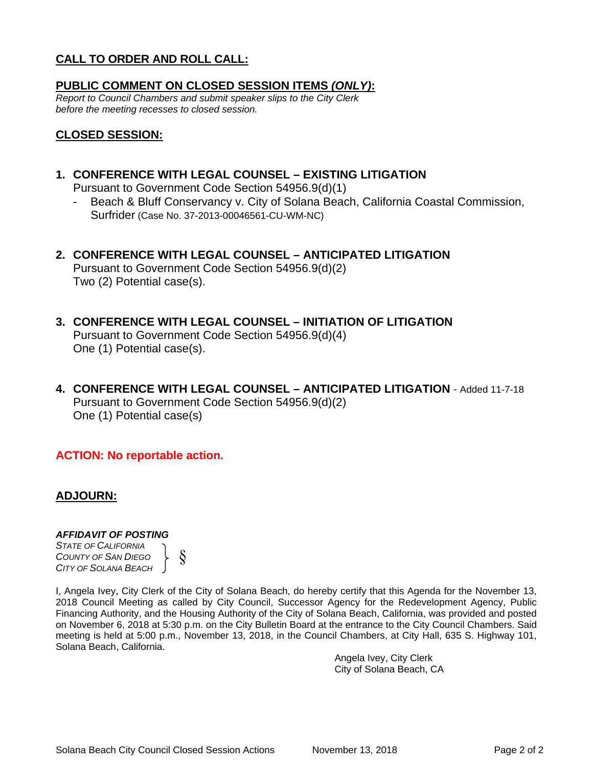## CALL TO ORDER AND ROLL CALL:

## PUBLIC COMMENT ON CLOSED SESSION ITEMS *(ONLY)*:

*Report to Council Chambers and submit speaker slips to the City Clerk before the meeting recesses to closed session.*

## CLOSED SESSION:

**1. CONFERENCE WITH LEGAL COUNSEL – EXISTING LITIGATION**
Pursuant to Government Code Section 54956.9(d)(1)

- Beach & Bluff Conservancy v. City of Solana Beach, California Coastal Commission, Surfrider (Case No. 37-2013-00046561-CU-WM-NC)

**2. CONFERENCE WITH LEGAL COUNSEL – ANTICIPATED LITIGATION**
Pursuant to Government Code Section 54956.9(d)(2)
Two (2) Potential case(s).

**3. CONFERENCE WITH LEGAL COUNSEL – INITIATION OF LITIGATION**
Pursuant to Government Code Section 54956.9(d)(4)
One (1) Potential case(s).

**4. CONFERENCE WITH LEGAL COUNSEL – ANTICIPATED LITIGATION** - Added 11-7-18
Pursuant to Government Code Section 54956.9(d)(2)
One (1) Potential case(s)

**ACTION: No reportable action.**

## ADJOURN:

***AFFIDAVIT OF POSTING***

*STATE OF CALIFORNIA*
*COUNTY OF SAN DIEGO* } §
*CITY OF SOLANA BEACH*

I, Angela Ivey, City Clerk of the City of Solana Beach, do hereby certify that this Agenda for the November 13, 2018 Council Meeting as called by City Council, Successor Agency for the Redevelopment Agency, Public Financing Authority, and the Housing Authority of the City of Solana Beach, California, was provided and posted on November 6, 2018 at 5:30 p.m. on the City Bulletin Board at the entrance to the City Council Chambers. Said meeting is held at 5:00 p.m., November 13, 2018, in the Council Chambers, at City Hall, 635 S. Highway 101, Solana Beach, California.

Angela Ivey, City Clerk
City of Solana Beach, CA